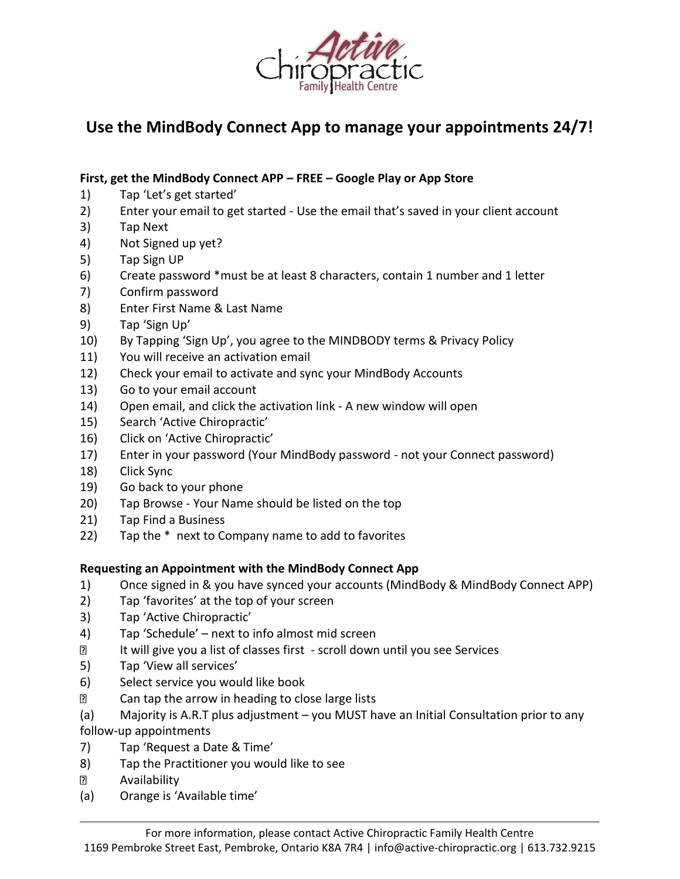Active Chiropractic Family Health Centre

# Use the MindBody Connect App to manage your appointments 24/7!

**First, get the MindBody Connect APP – FREE – Google Play or App Store**

1) Tap 'Let's get started'
2) Enter your email to get started - Use the email that's saved in your client account
3) Tap Next
4) Not Signed up yet?
5) Tap Sign UP
6) Create password *must be at least 8 characters, contain 1 number and 1 letter
7) Confirm password
8) Enter First Name & Last Name
9) Tap 'Sign Up'
10) By Tapping 'Sign Up', you agree to the MINDBODY terms & Privacy Policy
11) You will receive an activation email
12) Check your email to activate and sync your MindBody Accounts
13) Go to your email account
14) Open email, and click the activation link - A new window will open
15) Search 'Active Chiropractic'
16) Click on 'Active Chiropractic'
17) Enter in your password (Your MindBody password - not your Connect password)
18) Click Sync
19) Go back to your phone
20) Tap Browse - Your Name should be listed on the top
21) Tap Find a Business
22) Tap the * next to Company name to add to favorites

**Requesting an Appointment with the MindBody Connect App**

1) Once signed in & you have synced your accounts (MindBody & MindBody Connect APP)
2) Tap 'favorites' at the top of your screen
3) Tap 'Active Chiropractic'
4) Tap 'Schedule' – next to info almost mid screen
   - It will give you a list of classes first - scroll down until you see Services
5) Tap 'View all services'
6) Select service you would like book
   - Can tap the arrow in heading to close large lists

(a) Majority is A.R.T plus adjustment – you MUST have an Initial Consultation prior to any follow-up appointments

7) Tap 'Request a Date & Time'
8) Tap the Practitioner you would like to see
   - Availability

(a) Orange is 'Available time'

For more information, please contact Active Chiropractic Family Health Centre
1169 Pembroke Street East, Pembroke, Ontario K8A 7R4 | info@active-chiropractic.org | 613.732.9215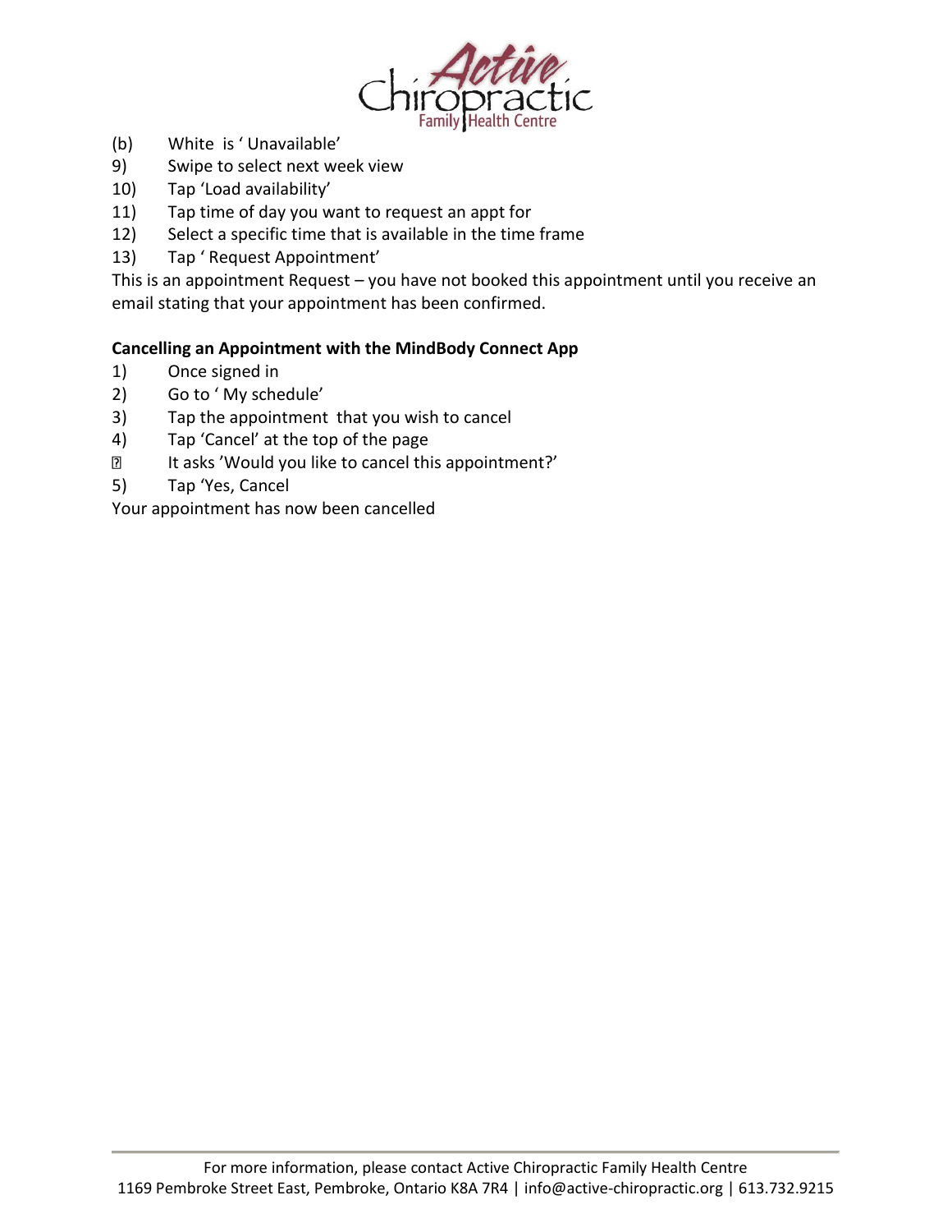(b) White is ' Unavailable'

9) Swipe to select next week view

10) Tap 'Load availability'

11) Tap time of day you want to request an appt for

12) Select a specific time that is available in the time frame

13) Tap ' Request Appointment'

This is an appointment Request – you have not booked this appointment until you receive an email stating that your appointment has been confirmed.

**Cancelling an Appointment with the MindBody Connect App**

1) Once signed in

2) Go to ' My schedule'

3) Tap the appointment that you wish to cancel

4) Tap 'Cancel' at the top of the page

- It asks 'Would you like to cancel this appointment?'

5) Tap 'Yes, Cancel

Your appointment has now been cancelled

For more information, please contact Active Chiropractic Family Health Centre
1169 Pembroke Street East, Pembroke, Ontario K8A 7R4 | info@active-chiropractic.org | 613.732.9215